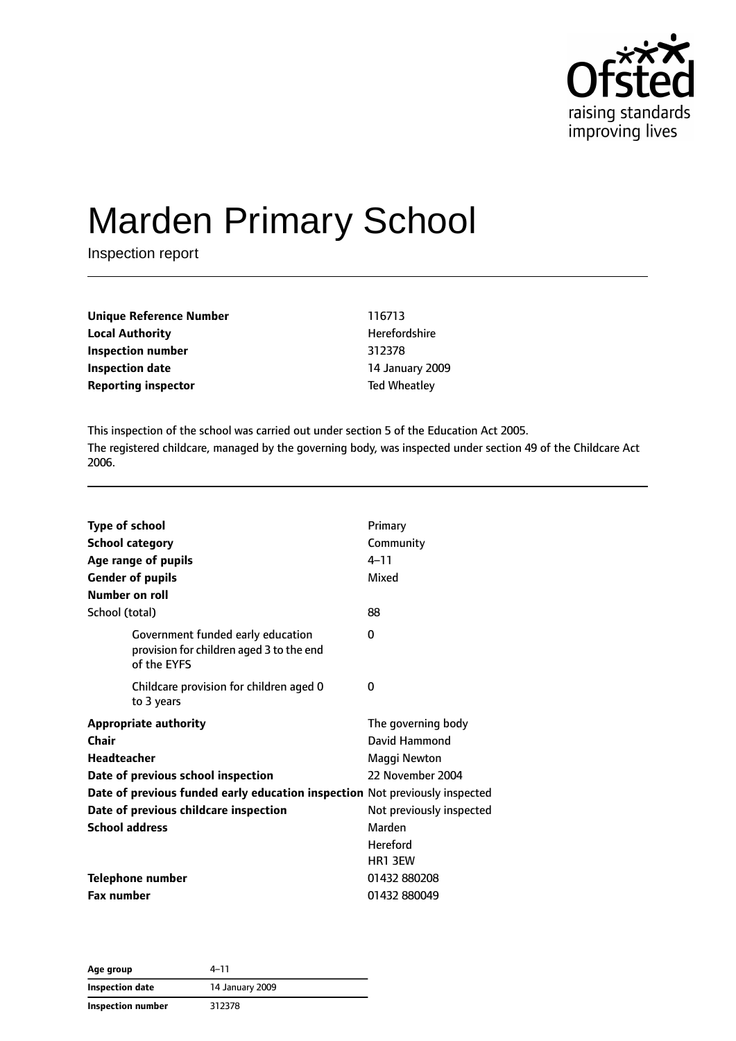# Marden Primary School

Inspection report

| | |
|---|---|
| **Unique Reference Number** | 116713 |
| **Local Authority** | Herefordshire |
| **Inspection number** | 312378 |
| **Inspection date** | 14 January 2009 |
| **Reporting inspector** | Ted Wheatley |

This inspection of the school was carried out under section 5 of the Education Act 2005.

The registered childcare, managed by the governing body, was inspected under section 49 of the Childcare Act 2006.

| | |
|---|---|
| **Type of school** | Primary |
| **School category** | Community |
| **Age range of pupils** | 4–11 |
| **Gender of pupils** | Mixed |
| **Number on roll** | |
| School (total) | 88 |
| Government funded early education provision for children aged 3 to the end of the EYFS | 0 |
| Childcare provision for children aged 0 to 3 years | 0 |
| **Appropriate authority** | The governing body |
| **Chair** | David Hammond |
| **Headteacher** | Maggi Newton |
| **Date of previous school inspection** | 22 November 2004 |
| **Date of previous funded early education inspection** | Not previously inspected |
| **Date of previous childcare inspection** | Not previously inspected |
| **School address** | Marden<br>Hereford<br>HR1 3EW |
| **Telephone number** | 01432 880208 |
| **Fax number** | 01432 880049 |

| | |
|---|---|
| **Age group** | 4–11 |
| **Inspection date** | 14 January 2009 |
| **Inspection number** | 312378 |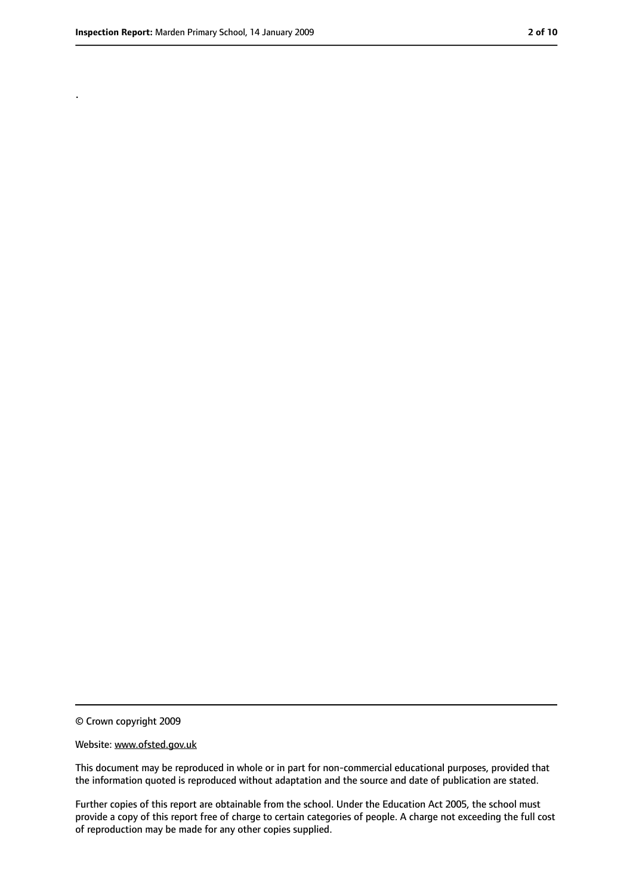.

© Crown copyright 2009

Website: www.ofsted.gov.uk

This document may be reproduced in whole or in part for non-commercial educational purposes, provided that the information quoted is reproduced without adaptation and the source and date of publication are stated.

Further copies of this report are obtainable from the school. Under the Education Act 2005, the school must provide a copy of this report free of charge to certain categories of people. A charge not exceeding the full cost of reproduction may be made for any other copies supplied.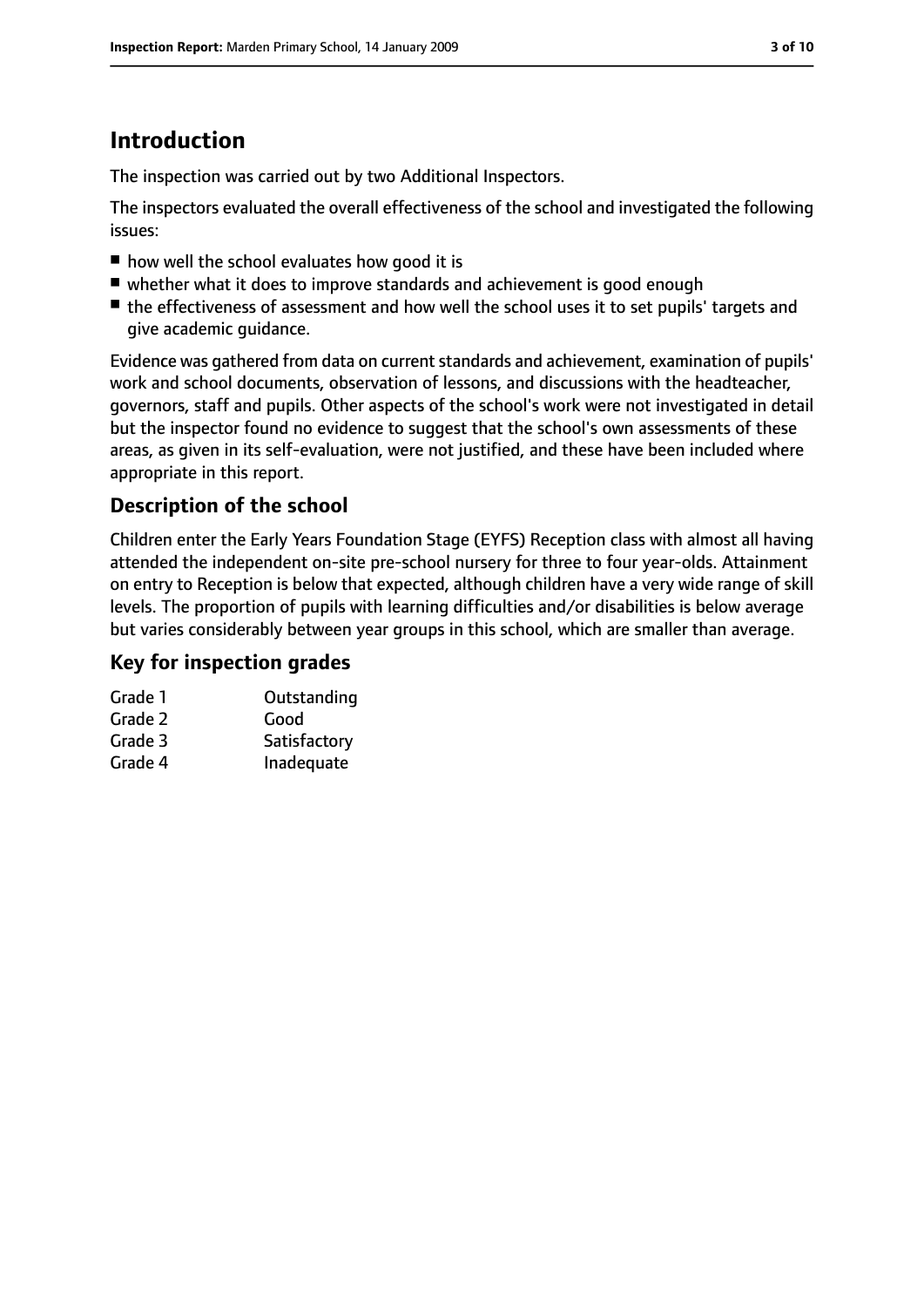# Introduction

The inspection was carried out by two Additional Inspectors.

The inspectors evaluated the overall effectiveness of the school and investigated the following issues:

- how well the school evaluates how good it is
- whether what it does to improve standards and achievement is good enough
- the effectiveness of assessment and how well the school uses it to set pupils' targets and give academic guidance.

Evidence was gathered from data on current standards and achievement, examination of pupils' work and school documents, observation of lessons, and discussions with the headteacher, governors, staff and pupils. Other aspects of the school's work were not investigated in detail but the inspector found no evidence to suggest that the school's own assessments of these areas, as given in its self-evaluation, were not justified, and these have been included where appropriate in this report.

## Description of the school

Children enter the Early Years Foundation Stage (EYFS) Reception class with almost all having attended the independent on-site pre-school nursery for three to four year-olds. Attainment on entry to Reception is below that expected, although children have a very wide range of skill levels. The proportion of pupils with learning difficulties and/or disabilities is below average but varies considerably between year groups in this school, which are smaller than average.

## Key for inspection grades

| | |
|---|---|
| Grade 1 | Outstanding |
| Grade 2 | Good |
| Grade 3 | Satisfactory |
| Grade 4 | Inadequate |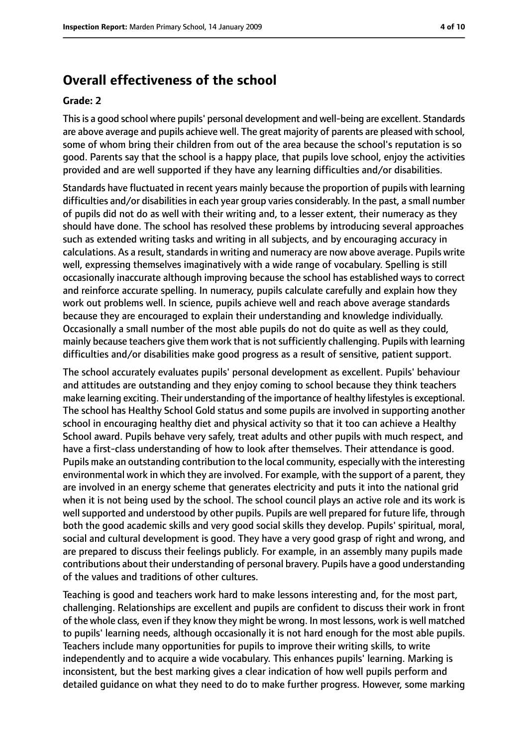## Overall effectiveness of the school

### Grade: 2

This is a good school where pupils' personal development and well-being are excellent. Standards are above average and pupils achieve well. The great majority of parents are pleased with school, some of whom bring their children from out of the area because the school's reputation is so good. Parents say that the school is a happy place, that pupils love school, enjoy the activities provided and are well supported if they have any learning difficulties and/or disabilities.

Standards have fluctuated in recent years mainly because the proportion of pupils with learning difficulties and/or disabilities in each year group varies considerably. In the past, a small number of pupils did not do as well with their writing and, to a lesser extent, their numeracy as they should have done. The school has resolved these problems by introducing several approaches such as extended writing tasks and writing in all subjects, and by encouraging accuracy in calculations. As a result, standards in writing and numeracy are now above average. Pupils write well, expressing themselves imaginatively with a wide range of vocabulary. Spelling is still occasionally inaccurate although improving because the school has established ways to correct and reinforce accurate spelling. In numeracy, pupils calculate carefully and explain how they work out problems well. In science, pupils achieve well and reach above average standards because they are encouraged to explain their understanding and knowledge individually. Occasionally a small number of the most able pupils do not do quite as well as they could, mainly because teachers give them work that is not sufficiently challenging. Pupils with learning difficulties and/or disabilities make good progress as a result of sensitive, patient support.

The school accurately evaluates pupils' personal development as excellent. Pupils' behaviour and attitudes are outstanding and they enjoy coming to school because they think teachers make learning exciting. Their understanding of the importance of healthy lifestyles is exceptional. The school has Healthy School Gold status and some pupils are involved in supporting another school in encouraging healthy diet and physical activity so that it too can achieve a Healthy School award. Pupils behave very safely, treat adults and other pupils with much respect, and have a first-class understanding of how to look after themselves. Their attendance is good. Pupils make an outstanding contribution to the local community, especially with the interesting environmental work in which they are involved. For example, with the support of a parent, they are involved in an energy scheme that generates electricity and puts it into the national grid when it is not being used by the school. The school council plays an active role and its work is well supported and understood by other pupils. Pupils are well prepared for future life, through both the good academic skills and very good social skills they develop. Pupils' spiritual, moral, social and cultural development is good. They have a very good grasp of right and wrong, and are prepared to discuss their feelings publicly. For example, in an assembly many pupils made contributions about their understanding of personal bravery. Pupils have a good understanding of the values and traditions of other cultures.

Teaching is good and teachers work hard to make lessons interesting and, for the most part, challenging. Relationships are excellent and pupils are confident to discuss their work in front of the whole class, even if they know they might be wrong. In most lessons, work is well matched to pupils' learning needs, although occasionally it is not hard enough for the most able pupils. Teachers include many opportunities for pupils to improve their writing skills, to write independently and to acquire a wide vocabulary. This enhances pupils' learning. Marking is inconsistent, but the best marking gives a clear indication of how well pupils perform and detailed guidance on what they need to do to make further progress. However, some marking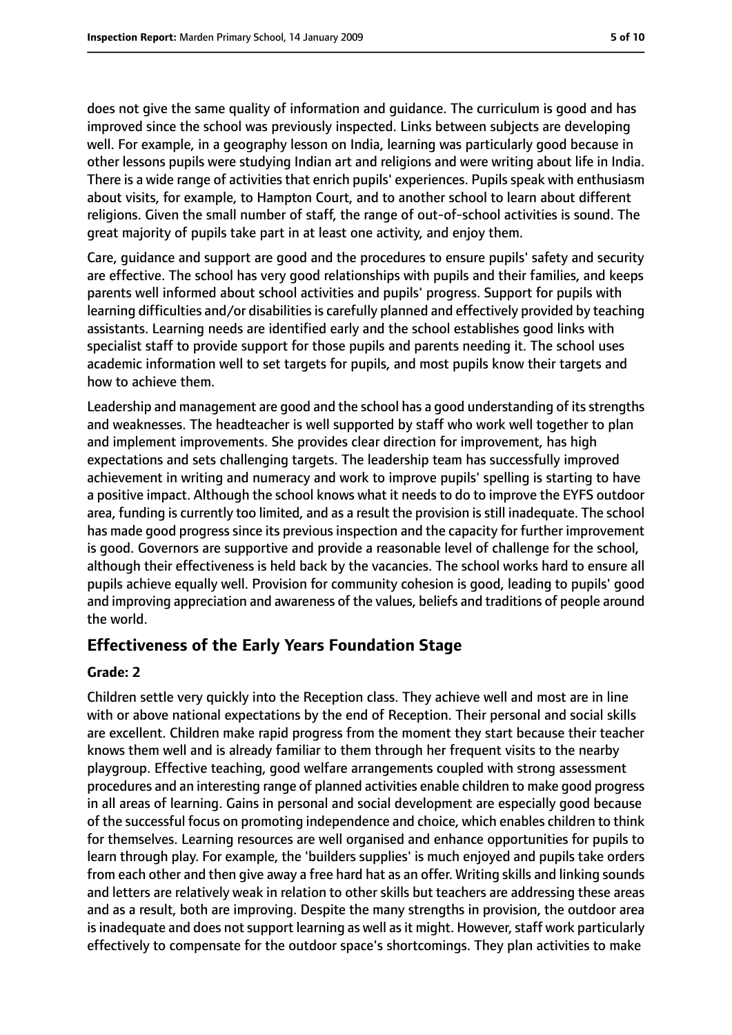does not give the same quality of information and guidance. The curriculum is good and has improved since the school was previously inspected. Links between subjects are developing well. For example, in a geography lesson on India, learning was particularly good because in other lessons pupils were studying Indian art and religions and were writing about life in India. There is a wide range of activities that enrich pupils' experiences. Pupils speak with enthusiasm about visits, for example, to Hampton Court, and to another school to learn about different religions. Given the small number of staff, the range of out-of-school activities is sound. The great majority of pupils take part in at least one activity, and enjoy them.

Care, guidance and support are good and the procedures to ensure pupils' safety and security are effective. The school has very good relationships with pupils and their families, and keeps parents well informed about school activities and pupils' progress. Support for pupils with learning difficulties and/or disabilities is carefully planned and effectively provided by teaching assistants. Learning needs are identified early and the school establishes good links with specialist staff to provide support for those pupils and parents needing it. The school uses academic information well to set targets for pupils, and most pupils know their targets and how to achieve them.

Leadership and management are good and the school has a good understanding of its strengths and weaknesses. The headteacher is well supported by staff who work well together to plan and implement improvements. She provides clear direction for improvement, has high expectations and sets challenging targets. The leadership team has successfully improved achievement in writing and numeracy and work to improve pupils' spelling is starting to have a positive impact. Although the school knows what it needs to do to improve the EYFS outdoor area, funding is currently too limited, and as a result the provision is still inadequate. The school has made good progress since its previous inspection and the capacity for further improvement is good. Governors are supportive and provide a reasonable level of challenge for the school, although their effectiveness is held back by the vacancies. The school works hard to ensure all pupils achieve equally well. Provision for community cohesion is good, leading to pupils' good and improving appreciation and awareness of the values, beliefs and traditions of people around the world.

## Effectiveness of the Early Years Foundation Stage

**Grade: 2**

Children settle very quickly into the Reception class. They achieve well and most are in line with or above national expectations by the end of Reception. Their personal and social skills are excellent. Children make rapid progress from the moment they start because their teacher knows them well and is already familiar to them through her frequent visits to the nearby playgroup. Effective teaching, good welfare arrangements coupled with strong assessment procedures and an interesting range of planned activities enable children to make good progress in all areas of learning. Gains in personal and social development are especially good because of the successful focus on promoting independence and choice, which enables children to think for themselves. Learning resources are well organised and enhance opportunities for pupils to learn through play. For example, the 'builders supplies' is much enjoyed and pupils take orders from each other and then give away a free hard hat as an offer. Writing skills and linking sounds and letters are relatively weak in relation to other skills but teachers are addressing these areas and as a result, both are improving. Despite the many strengths in provision, the outdoor area is inadequate and does not support learning as well as it might. However, staff work particularly effectively to compensate for the outdoor space's shortcomings. They plan activities to make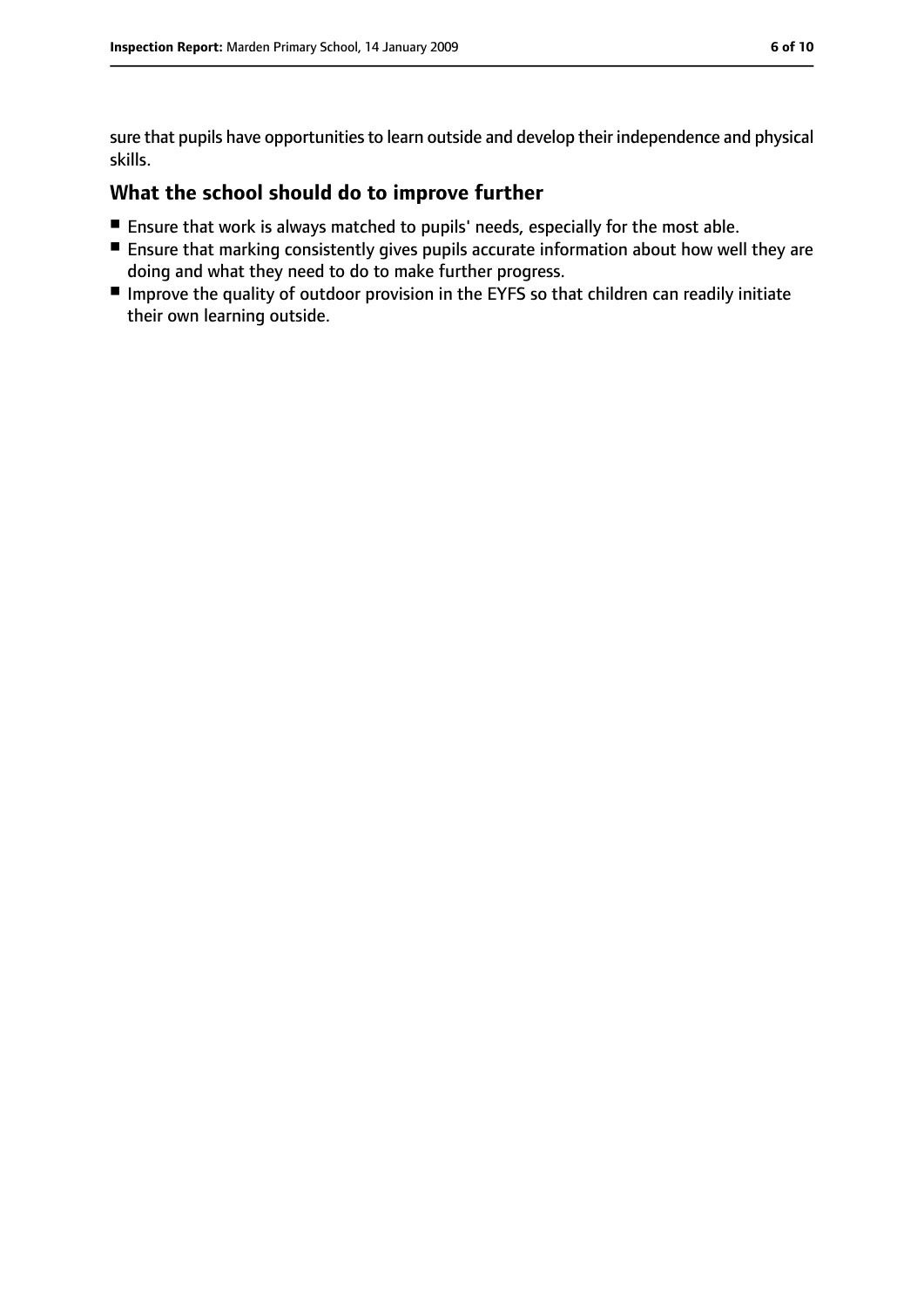sure that pupils have opportunities to learn outside and develop their independence and physical skills.

## What the school should do to improve further

- Ensure that work is always matched to pupils' needs, especially for the most able.
- Ensure that marking consistently gives pupils accurate information about how well they are doing and what they need to do to make further progress.
- Improve the quality of outdoor provision in the EYFS so that children can readily initiate their own learning outside.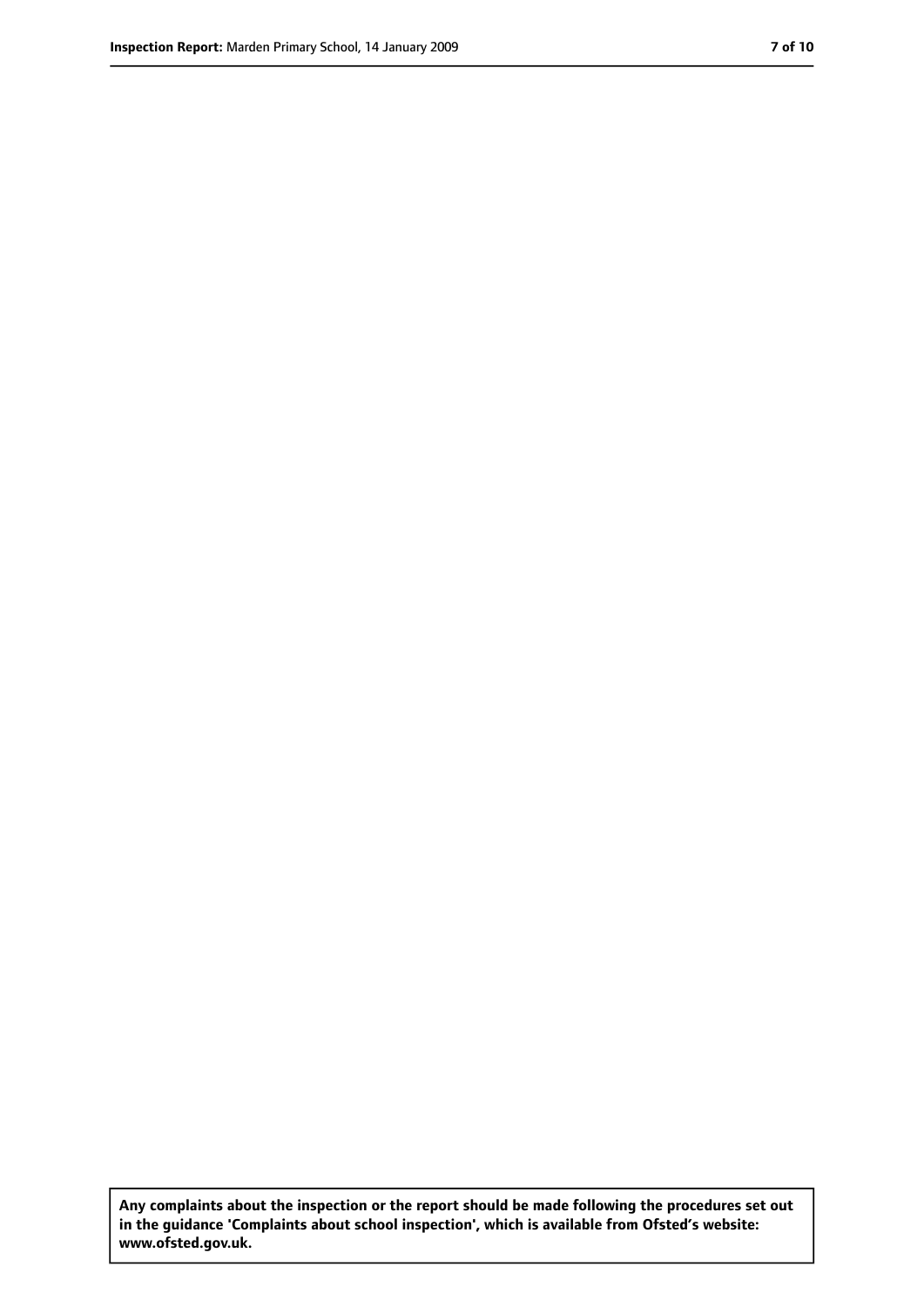**Any complaints about the inspection or the report should be made following the procedures set out in the guidance 'Complaints about school inspection', which is available from Ofsted's website: www.ofsted.gov.uk.**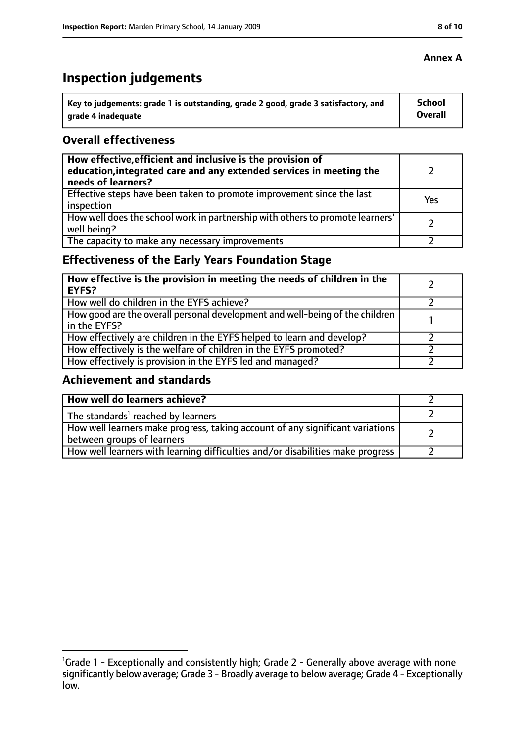**Annex A**

# Inspection judgements

| Key to judgements: grade 1 is outstanding, grade 2 good, grade 3 satisfactory, and grade 4 inadequate | School Overall |
| --- | --- |

## Overall effectiveness

| | |
| --- | --- |
| **How effective, efficient and inclusive is the provision of education, integrated care and any extended services in meeting the needs of learners?** | 2 |
| Effective steps have been taken to promote improvement since the last inspection | Yes |
| How well does the school work in partnership with others to promote learners' well being? | 2 |
| The capacity to make any necessary improvements | 2 |

## Effectiveness of the Early Years Foundation Stage

| | |
| --- | --- |
| **How effective is the provision in meeting the needs of children in the EYFS?** | 2 |
| How well do children in the EYFS achieve? | 2 |
| How good are the overall personal development and well-being of the children in the EYFS? | 1 |
| How effectively are children in the EYFS helped to learn and develop? | 2 |
| How effectively is the welfare of children in the EYFS promoted? | 2 |
| How effectively is provision in the EYFS led and managed? | 2 |

## Achievement and standards

| | |
| --- | --- |
| **How well do learners achieve?** | 2 |
| The standards[1] reached by learners | 2 |
| How well learners make progress, taking account of any significant variations between groups of learners | 2 |
| How well learners with learning difficulties and/or disabilities make progress | 2 |

[1]Grade 1 - Exceptionally and consistently high; Grade 2 - Generally above average with none significantly below average; Grade 3 - Broadly average to below average; Grade 4 - Exceptionally low.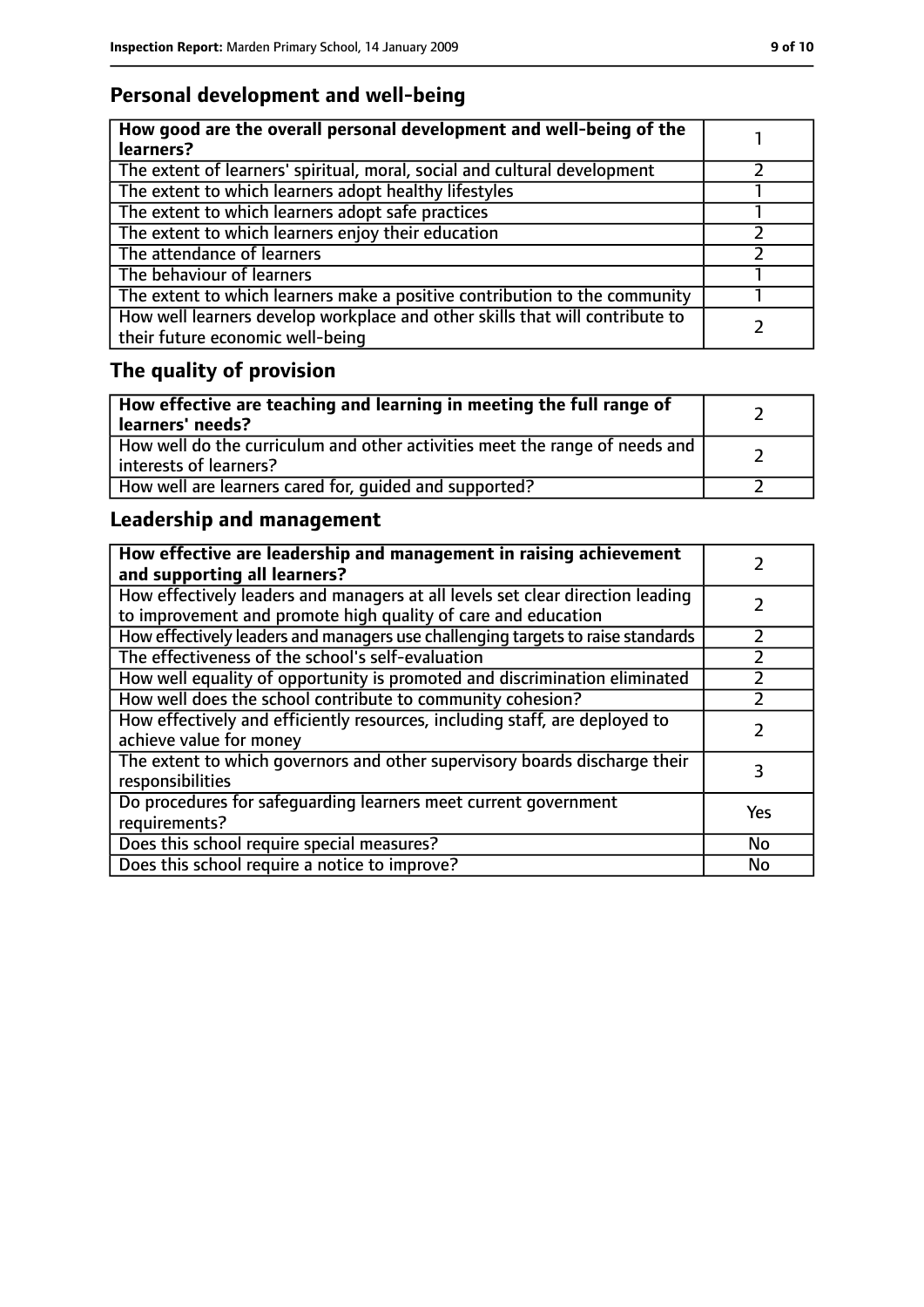## Personal development and well-being

| How good are the overall personal development and well-being of the learners? | 1 |
|---|---|
| The extent of learners' spiritual, moral, social and cultural development | 2 |
| The extent to which learners adopt healthy lifestyles | 1 |
| The extent to which learners adopt safe practices | 1 |
| The extent to which learners enjoy their education | 2 |
| The attendance of learners | 2 |
| The behaviour of learners | 1 |
| The extent to which learners make a positive contribution to the community | 1 |
| How well learners develop workplace and other skills that will contribute to their future economic well-being | 2 |

## The quality of provision

| How effective are teaching and learning in meeting the full range of learners' needs? | 2 |
|---|---|
| How well do the curriculum and other activities meet the range of needs and interests of learners? | 2 |
| How well are learners cared for, guided and supported? | 2 |

## Leadership and management

| How effective are leadership and management in raising achievement and supporting all learners? | 2 |
|---|---|
| How effectively leaders and managers at all levels set clear direction leading to improvement and promote high quality of care and education | 2 |
| How effectively leaders and managers use challenging targets to raise standards | 2 |
| The effectiveness of the school's self-evaluation | 2 |
| How well equality of opportunity is promoted and discrimination eliminated | 2 |
| How well does the school contribute to community cohesion? | 2 |
| How effectively and efficiently resources, including staff, are deployed to achieve value for money | 2 |
| The extent to which governors and other supervisory boards discharge their responsibilities | 3 |
| Do procedures for safeguarding learners meet current government requirements? | Yes |
| Does this school require special measures? | No |
| Does this school require a notice to improve? | No |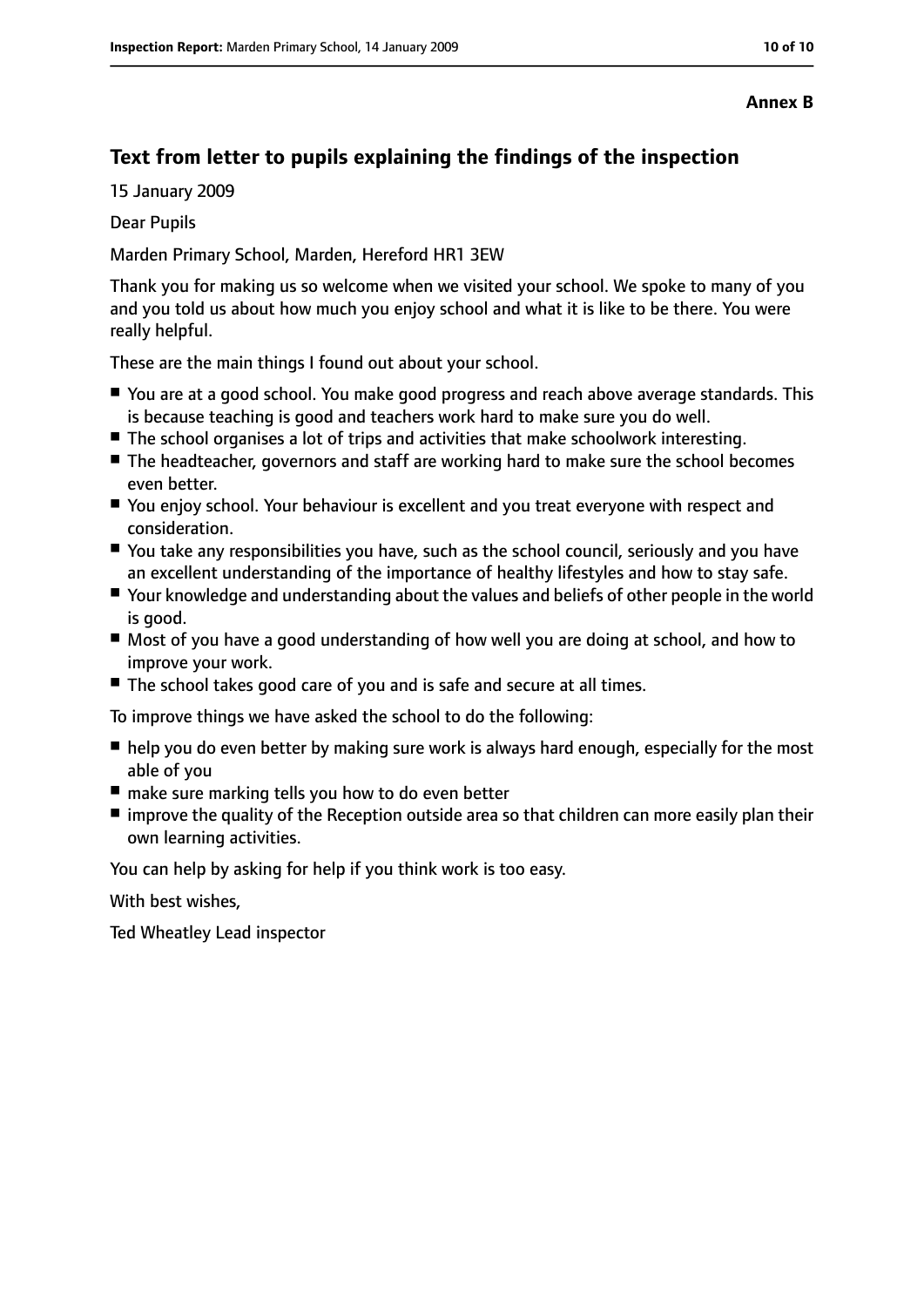**Annex B**

## Text from letter to pupils explaining the findings of the inspection

15 January 2009

Dear Pupils

Marden Primary School, Marden, Hereford HR1 3EW

Thank you for making us so welcome when we visited your school. We spoke to many of you and you told us about how much you enjoy school and what it is like to be there. You were really helpful.

These are the main things I found out about your school.

- You are at a good school. You make good progress and reach above average standards. This is because teaching is good and teachers work hard to make sure you do well.
- The school organises a lot of trips and activities that make schoolwork interesting.
- The headteacher, governors and staff are working hard to make sure the school becomes even better.
- You enjoy school. Your behaviour is excellent and you treat everyone with respect and consideration.
- You take any responsibilities you have, such as the school council, seriously and you have an excellent understanding of the importance of healthy lifestyles and how to stay safe.
- Your knowledge and understanding about the values and beliefs of other people in the world is good.
- Most of you have a good understanding of how well you are doing at school, and how to improve your work.
- The school takes good care of you and is safe and secure at all times.

To improve things we have asked the school to do the following:

- help you do even better by making sure work is always hard enough, especially for the most able of you
- make sure marking tells you how to do even better
- improve the quality of the Reception outside area so that children can more easily plan their own learning activities.

You can help by asking for help if you think work is too easy.

With best wishes,

Ted Wheatley Lead inspector